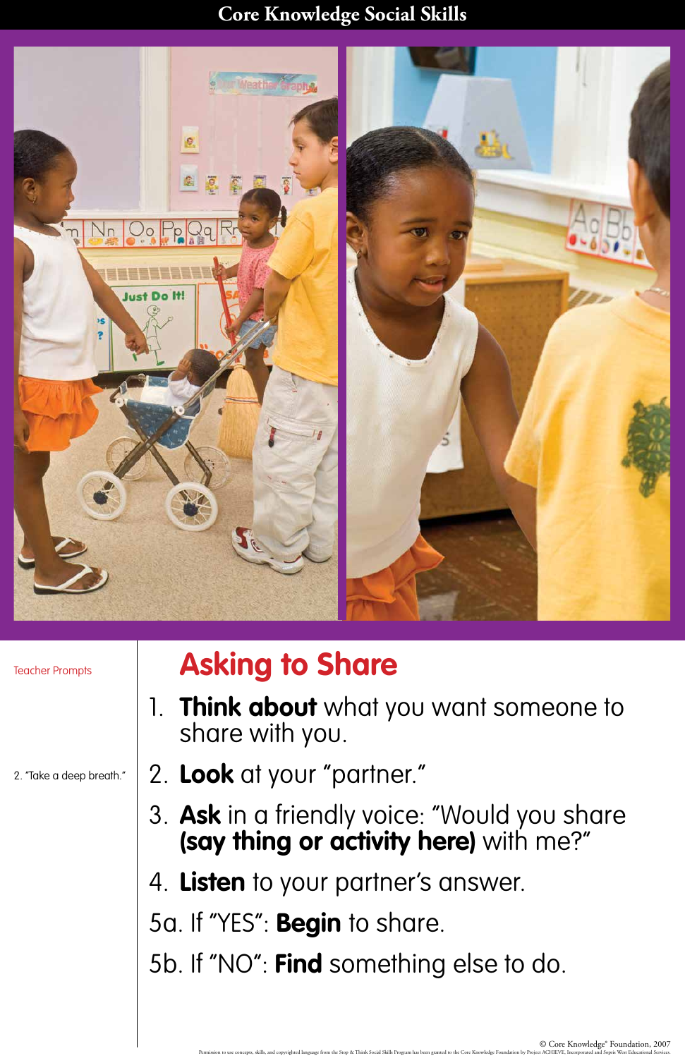# Core Knowledge Social Skills

Teacher Prompts

2. "Take a deep breath."

## Asking to Share

1. **Think about** what you want someone to share with you.
2. **Look** at your "partner."
3. **Ask** in a friendly voice: "Would you share **(say thing or activity here)** with me?"
4. **Listen** to your partner's answer.

5a. If "YES": **Begin** to share.

5b. If "NO": **Find** something else to do.

© Core Knowledge® Foundation, 2007

Permission to use concepts, skills, and copyrighted language from the Stop & Think Social Skills Program has been granted to the Core Knowledge Foundation by Project ACHIEVE, Incorporated and Sopris West Educational Services.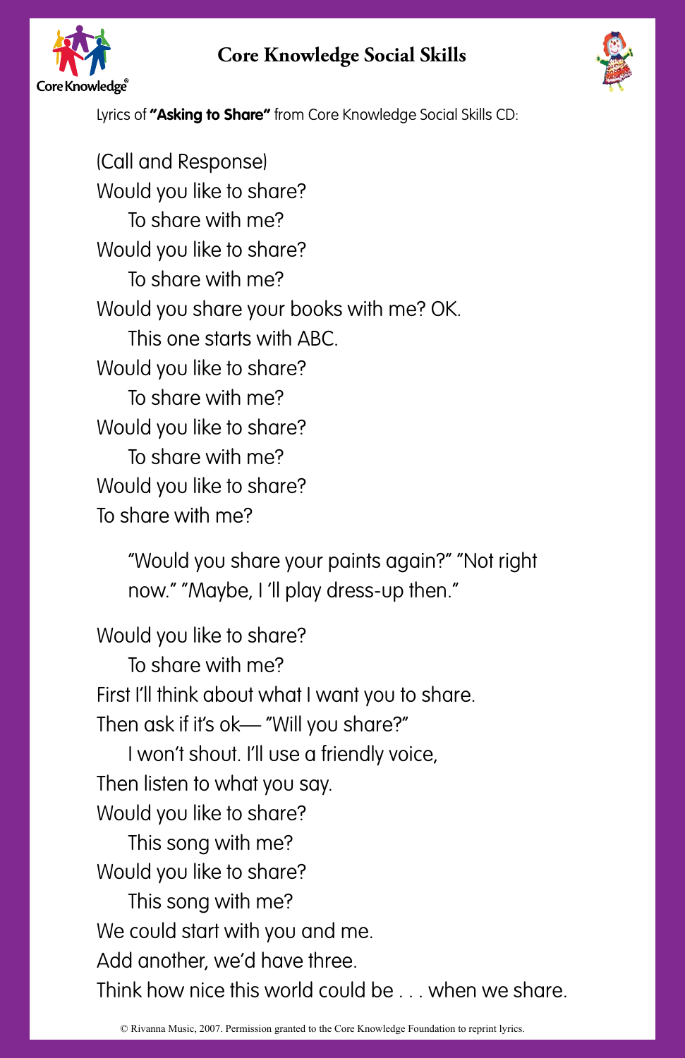# Core Knowledge Social Skills

Lyrics of **"Asking to Share"** from Core Knowledge Social Skills CD:

(Call and Response)
Would you like to share?
&nbsp;&nbsp;&nbsp;&nbsp;To share with me?
Would you like to share?
&nbsp;&nbsp;&nbsp;&nbsp;To share with me?
Would you share your books with me? OK.
&nbsp;&nbsp;&nbsp;&nbsp;This one starts with ABC.
Would you like to share?
&nbsp;&nbsp;&nbsp;&nbsp;To share with me?
Would you like to share?
&nbsp;&nbsp;&nbsp;&nbsp;To share with me?
Would you like to share?
To share with me?

&nbsp;&nbsp;&nbsp;&nbsp;"Would you share your paints again?" "Not right now." "Maybe, I 'll play dress-up then."

Would you like to share?
&nbsp;&nbsp;&nbsp;&nbsp;To share with me?
First I'll think about what I want you to share.
Then ask if it's ok— "Will you share?"
&nbsp;&nbsp;&nbsp;&nbsp;I won't shout. I'll use a friendly voice,
Then listen to what you say.
Would you like to share?
&nbsp;&nbsp;&nbsp;&nbsp;This song with me?
Would you like to share?
&nbsp;&nbsp;&nbsp;&nbsp;This song with me?
We could start with you and me.
Add another, we'd have three.
Think how nice this world could be . . . when we share.

© Rivanna Music, 2007. Permission granted to the Core Knowledge Foundation to reprint lyrics.